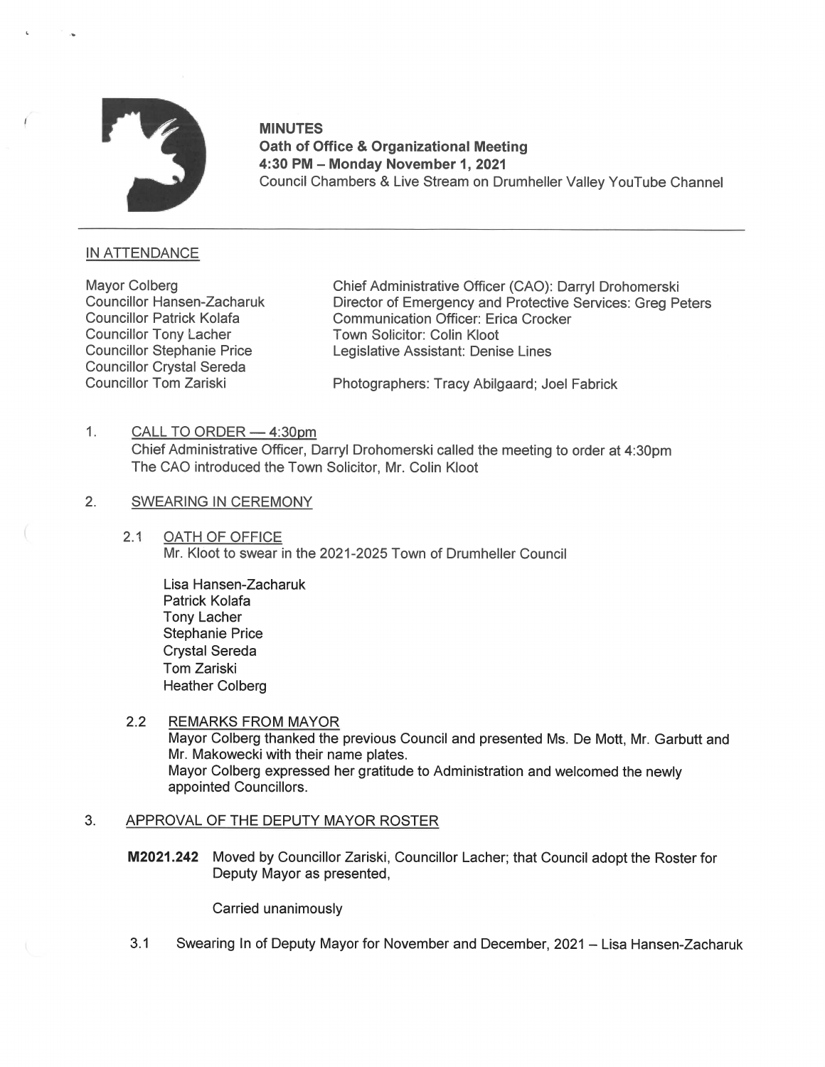**MINUTES**
**Oath of Office & Organizational Meeting**
**4:30 PM – Monday November 1, 2021**
Council Chambers & Live Stream on Drumheller Valley YouTube Channel

---

## IN ATTENDANCE

Mayor Colberg
Councillor Hansen-Zacharuk
Councillor Patrick Kolafa
Councillor Tony Lacher
Councillor Stephanie Price
Councillor Crystal Sereda
Councillor Tom Zariski

Chief Administrative Officer (CAO): Darryl Drohomerski
Director of Emergency and Protective Services: Greg Peters
Communication Officer: Erica Crocker
Town Solicitor: Colin Kloot
Legislative Assistant: Denise Lines

Photographers: Tracy Abilgaard; Joel Fabrick

1. CALL TO ORDER — 4:30pm
   Chief Administrative Officer, Darryl Drohomerski called the meeting to order at 4:30pm
   The CAO introduced the Town Solicitor, Mr. Colin Kloot

2. SWEARING IN CEREMONY

   2.1 OATH OF OFFICE
   Mr. Kloot to swear in the 2021-2025 Town of Drumheller Council

   Lisa Hansen-Zacharuk
   Patrick Kolafa
   Tony Lacher
   Stephanie Price
   Crystal Sereda
   Tom Zariski
   Heather Colberg

   2.2 REMARKS FROM MAYOR
   Mayor Colberg thanked the previous Council and presented Ms. De Mott, Mr. Garbutt and Mr. Makowecki with their name plates.
   Mayor Colberg expressed her gratitude to Administration and welcomed the newly appointed Councillors.

3. APPROVAL OF THE DEPUTY MAYOR ROSTER

   **M2021.242** Moved by Councillor Zariski, Councillor Lacher; that Council adopt the Roster for Deputy Mayor as presented,

   Carried unanimously

   3.1 Swearing In of Deputy Mayor for November and December, 2021 – Lisa Hansen-Zacharuk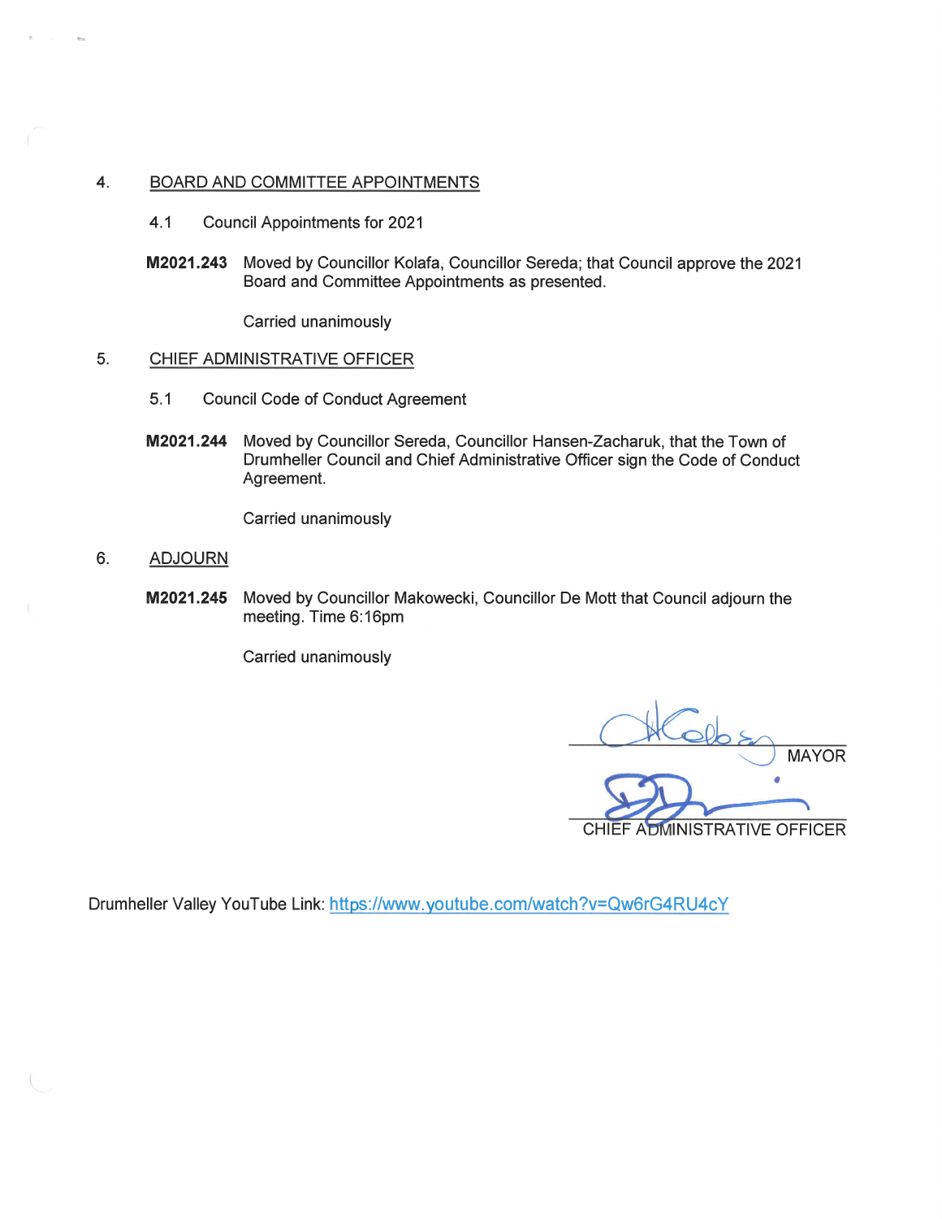4. BOARD AND COMMITTEE APPOINTMENTS

4.1 Council Appointments for 2021

**M2021.243** Moved by Councillor Kolafa, Councillor Sereda; that Council approve the 2021 Board and Committee Appointments as presented.

Carried unanimously

5. CHIEF ADMINISTRATIVE OFFICER

5.1 Council Code of Conduct Agreement

**M2021.244** Moved by Councillor Sereda, Councillor Hansen-Zacharuk, that the Town of Drumheller Council and Chief Administrative Officer sign the Code of Conduct Agreement.

Carried unanimously

6. ADJOURN

**M2021.245** Moved by Councillor Makowecki, Councillor De Mott that Council adjourn the meeting. Time 6:16pm

Carried unanimously

MAYOR

CHIEF ADMINISTRATIVE OFFICER

Drumheller Valley YouTube Link: https://www.youtube.com/watch?v=Qw6rG4RU4cY